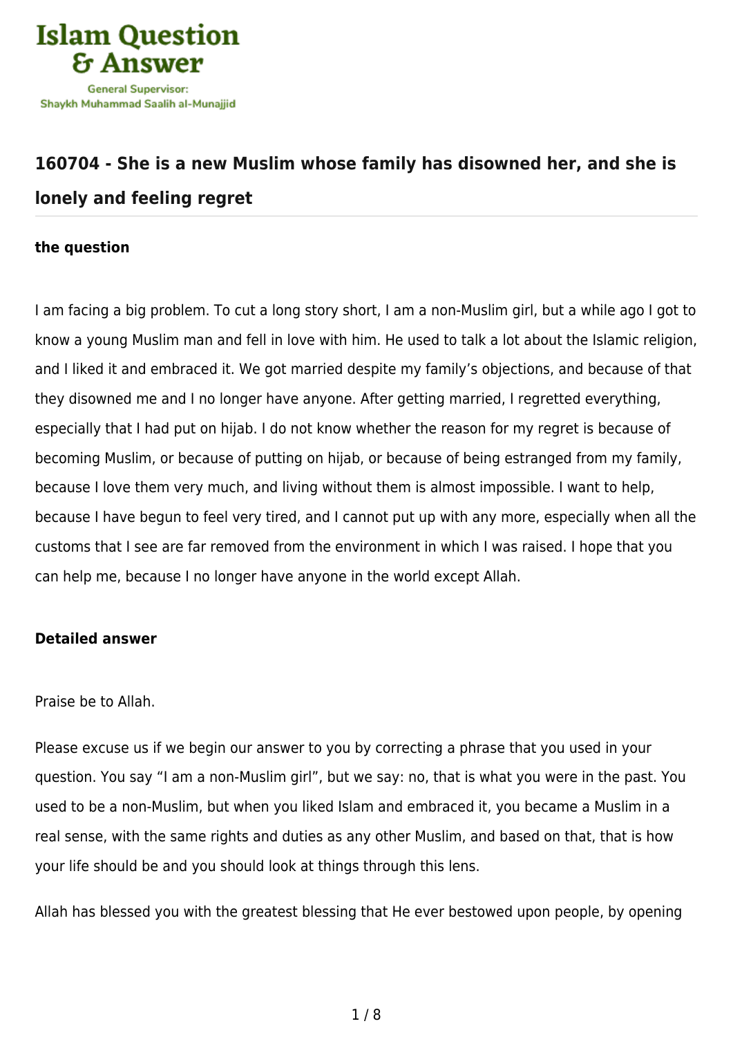Islam Question & Answer

General Supervisor: Shaykh Muhammad Saalih al-Munajjid

## 160704 - She is a new Muslim whose family has disowned her, and she is lonely and feeling regret

### the question

I am facing a big problem. To cut a long story short, I am a non-Muslim girl, but a while ago I got to know a young Muslim man and fell in love with him. He used to talk a lot about the Islamic religion, and I liked it and embraced it. We got married despite my family's objections, and because of that they disowned me and I no longer have anyone. After getting married, I regretted everything, especially that I had put on hijab. I do not know whether the reason for my regret is because of becoming Muslim, or because of putting on hijab, or because of being estranged from my family, because I love them very much, and living without them is almost impossible. I want to help, because I have begun to feel very tired, and I cannot put up with any more, especially when all the customs that I see are far removed from the environment in which I was raised. I hope that you can help me, because I no longer have anyone in the world except Allah.

### Detailed answer

Praise be to Allah.

Please excuse us if we begin our answer to you by correcting a phrase that you used in your question. You say "I am a non-Muslim girl", but we say: no, that is what you were in the past. You used to be a non-Muslim, but when you liked Islam and embraced it, you became a Muslim in a real sense, with the same rights and duties as any other Muslim, and based on that, that is how your life should be and you should look at things through this lens.

Allah has blessed you with the greatest blessing that He ever bestowed upon people, by opening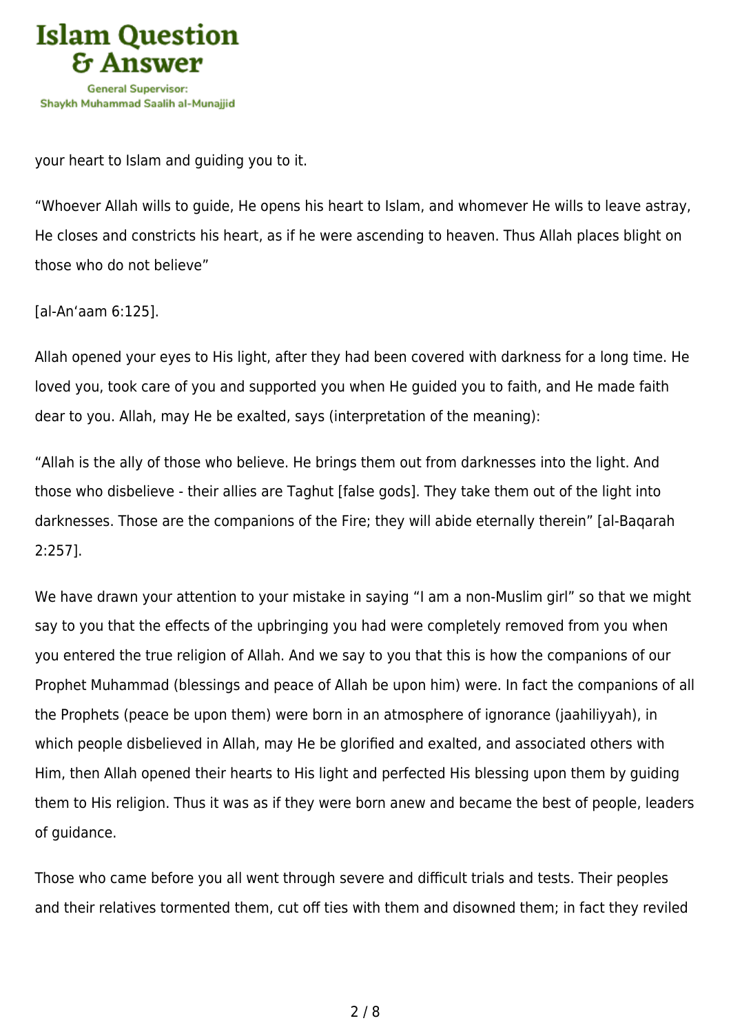your heart to Islam and guiding you to it.

“Whoever Allah wills to guide, He opens his heart to Islam, and whomever He wills to leave astray, He closes and constricts his heart, as if he were ascending to heaven. Thus Allah places blight on those who do not believe”

[al-An‘aam 6:125].

Allah opened your eyes to His light, after they had been covered with darkness for a long time. He loved you, took care of you and supported you when He guided you to faith, and He made faith dear to you. Allah, may He be exalted, says (interpretation of the meaning):

“Allah is the ally of those who believe. He brings them out from darknesses into the light. And those who disbelieve - their allies are Taghut [false gods]. They take them out of the light into darknesses. Those are the companions of the Fire; they will abide eternally therein” [al-Baqarah 2:257].

We have drawn your attention to your mistake in saying “I am a non-Muslim girl” so that we might say to you that the effects of the upbringing you had were completely removed from you when you entered the true religion of Allah. And we say to you that this is how the companions of our Prophet Muhammad (blessings and peace of Allah be upon him) were. In fact the companions of all the Prophets (peace be upon them) were born in an atmosphere of ignorance (jaahiliyyah), in which people disbelieved in Allah, may He be glorified and exalted, and associated others with Him, then Allah opened their hearts to His light and perfected His blessing upon them by guiding them to His religion. Thus it was as if they were born anew and became the best of people, leaders of guidance.

Those who came before you all went through severe and difficult trials and tests. Their peoples and their relatives tormented them, cut off ties with them and disowned them; in fact they reviled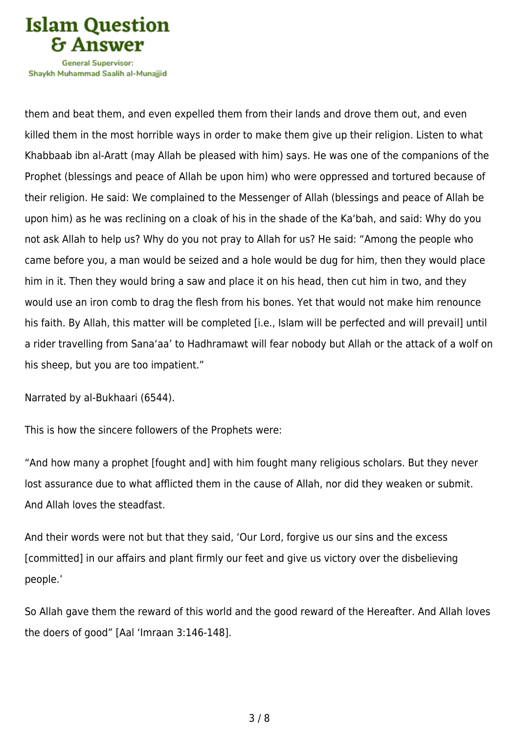them and beat them, and even expelled them from their lands and drove them out, and even killed them in the most horrible ways in order to make them give up their religion. Listen to what Khabbaab ibn al-Aratt (may Allah be pleased with him) says. He was one of the companions of the Prophet (blessings and peace of Allah be upon him) who were oppressed and tortured because of their religion. He said: We complained to the Messenger of Allah (blessings and peace of Allah be upon him) as he was reclining on a cloak of his in the shade of the Ka‘bah, and said: Why do you not ask Allah to help us? Why do you not pray to Allah for us? He said: “Among the people who came before you, a man would be seized and a hole would be dug for him, then they would place him in it. Then they would bring a saw and place it on his head, then cut him in two, and they would use an iron comb to drag the flesh from his bones. Yet that would not make him renounce his faith. By Allah, this matter will be completed [i.e., Islam will be perfected and will prevail] until a rider travelling from Sana‘aa’ to Hadhramawt will fear nobody but Allah or the attack of a wolf on his sheep, but you are too impatient.”

Narrated by al-Bukhaari (6544).

This is how the sincere followers of the Prophets were:

“And how many a prophet [fought and] with him fought many religious scholars. But they never lost assurance due to what afflicted them in the cause of Allah, nor did they weaken or submit. And Allah loves the steadfast.

And their words were not but that they said, ‘Our Lord, forgive us our sins and the excess [committed] in our affairs and plant firmly our feet and give us victory over the disbelieving people.’

So Allah gave them the reward of this world and the good reward of the Hereafter. And Allah loves the doers of good” [Aal ‘Imraan 3:146-148].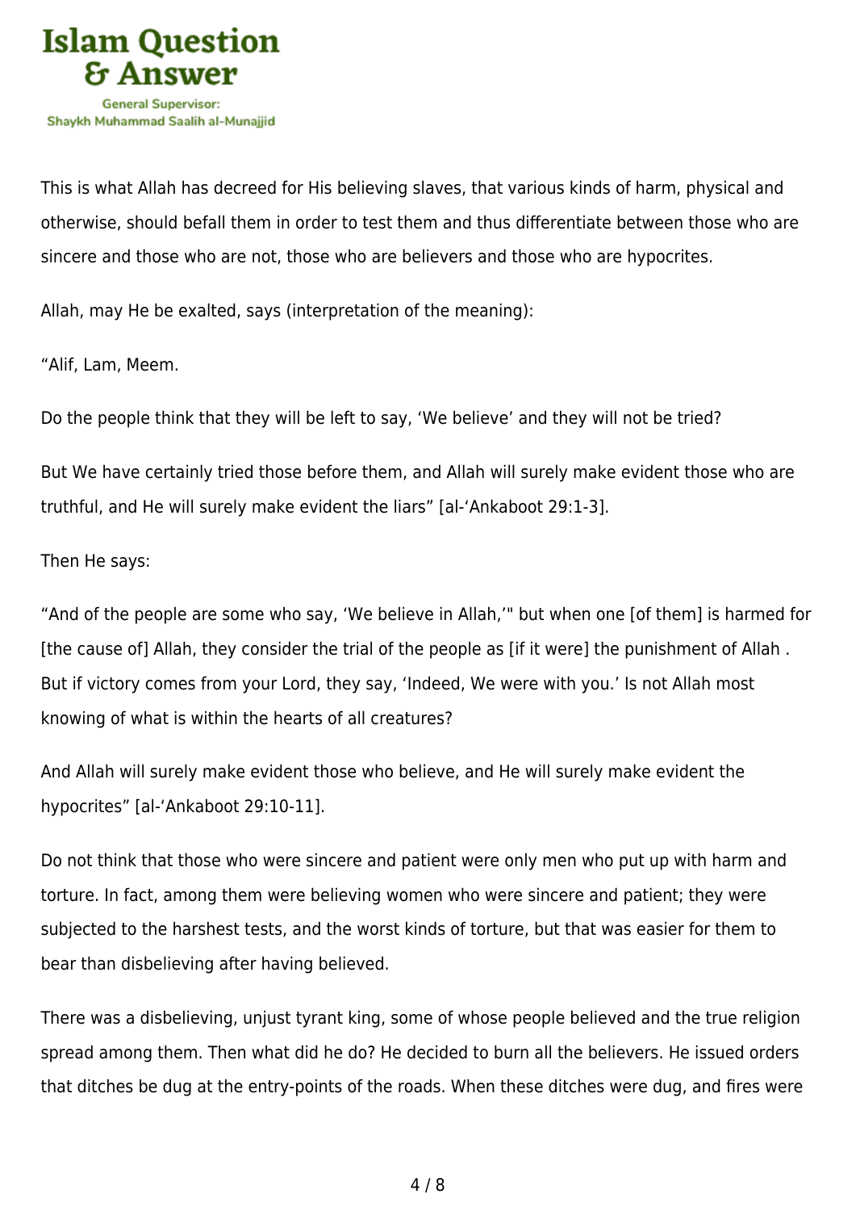This is what Allah has decreed for His believing slaves, that various kinds of harm, physical and otherwise, should befall them in order to test them and thus differentiate between those who are sincere and those who are not, those who are believers and those who are hypocrites.

Allah, may He be exalted, says (interpretation of the meaning):

"Alif, Lam, Meem.

Do the people think that they will be left to say, 'We believe' and they will not be tried?

But We have certainly tried those before them, and Allah will surely make evident those who are truthful, and He will surely make evident the liars" [al-'Ankaboot 29:1-3].

Then He says:

"And of the people are some who say, 'We believe in Allah,'" but when one [of them] is harmed for [the cause of] Allah, they consider the trial of the people as [if it were] the punishment of Allah . But if victory comes from your Lord, they say, 'Indeed, We were with you.' Is not Allah most knowing of what is within the hearts of all creatures?

And Allah will surely make evident those who believe, and He will surely make evident the hypocrites" [al-'Ankaboot 29:10-11].

Do not think that those who were sincere and patient were only men who put up with harm and torture. In fact, among them were believing women who were sincere and patient; they were subjected to the harshest tests, and the worst kinds of torture, but that was easier for them to bear than disbelieving after having believed.

There was a disbelieving, unjust tyrant king, some of whose people believed and the true religion spread among them. Then what did he do? He decided to burn all the believers. He issued orders that ditches be dug at the entry-points of the roads. When these ditches were dug, and fires were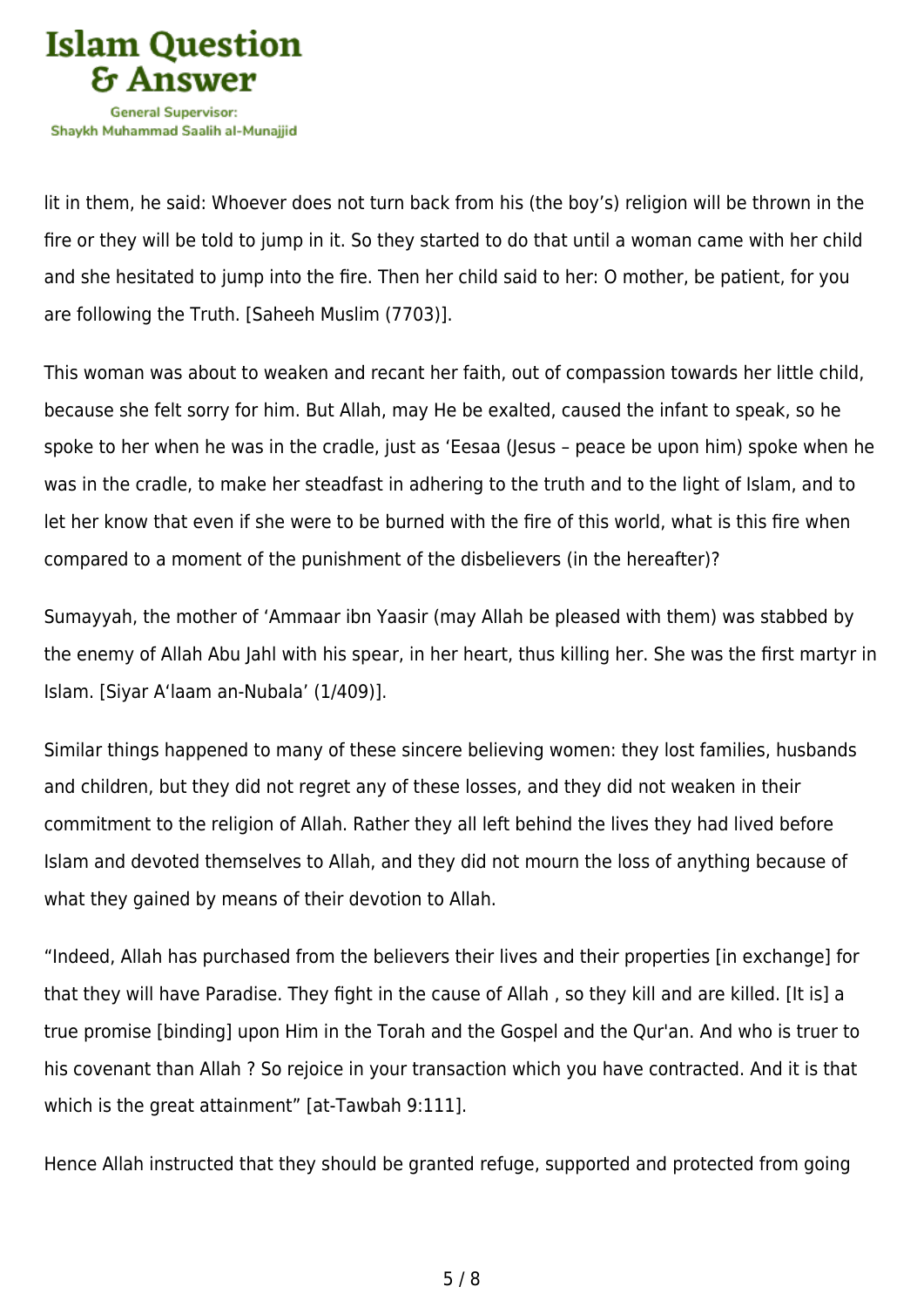lit in them, he said: Whoever does not turn back from his (the boy's) religion will be thrown in the fire or they will be told to jump in it. So they started to do that until a woman came with her child and she hesitated to jump into the fire. Then her child said to her: O mother, be patient, for you are following the Truth. [Saheeh Muslim (7703)].

This woman was about to weaken and recant her faith, out of compassion towards her little child, because she felt sorry for him. But Allah, may He be exalted, caused the infant to speak, so he spoke to her when he was in the cradle, just as 'Eesaa (Jesus – peace be upon him) spoke when he was in the cradle, to make her steadfast in adhering to the truth and to the light of Islam, and to let her know that even if she were to be burned with the fire of this world, what is this fire when compared to a moment of the punishment of the disbelievers (in the hereafter)?

Sumayyah, the mother of 'Ammaar ibn Yaasir (may Allah be pleased with them) was stabbed by the enemy of Allah Abu Jahl with his spear, in her heart, thus killing her. She was the first martyr in Islam. [Siyar A'laam an-Nubala' (1/409)].

Similar things happened to many of these sincere believing women: they lost families, husbands and children, but they did not regret any of these losses, and they did not weaken in their commitment to the religion of Allah. Rather they all left behind the lives they had lived before Islam and devoted themselves to Allah, and they did not mourn the loss of anything because of what they gained by means of their devotion to Allah.

"Indeed, Allah has purchased from the believers their lives and their properties [in exchange] for that they will have Paradise. They fight in the cause of Allah , so they kill and are killed. [It is] a true promise [binding] upon Him in the Torah and the Gospel and the Qur'an. And who is truer to his covenant than Allah ? So rejoice in your transaction which you have contracted. And it is that which is the great attainment" [at-Tawbah 9:111].

Hence Allah instructed that they should be granted refuge, supported and protected from going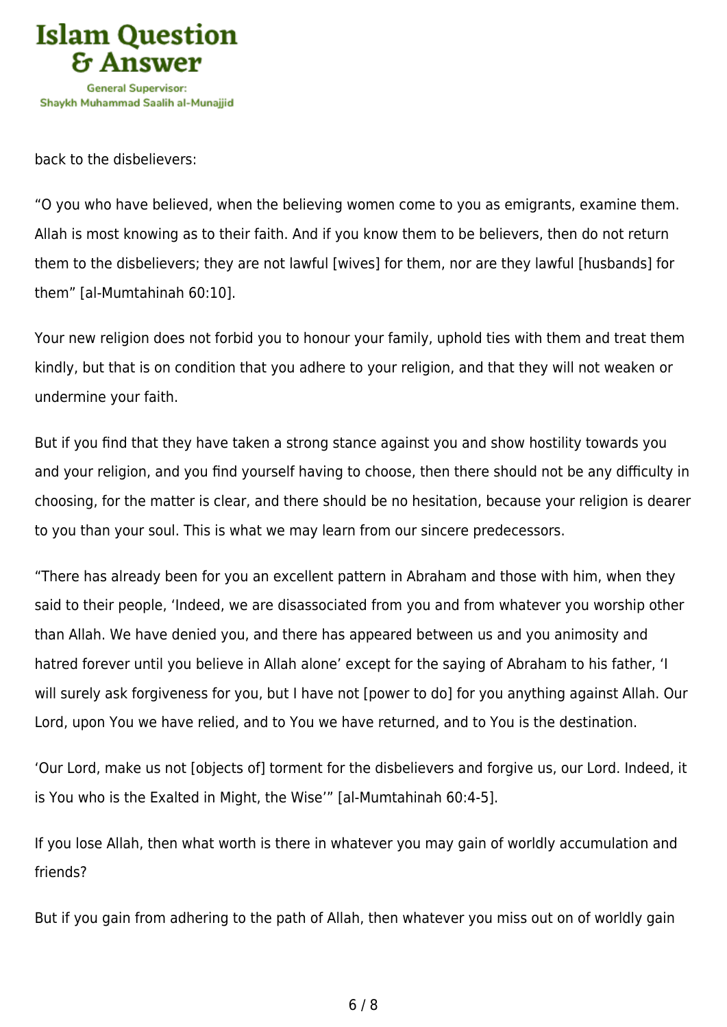back to the disbelievers:

“O you who have believed, when the believing women come to you as emigrants, examine them. Allah is most knowing as to their faith. And if you know them to be believers, then do not return them to the disbelievers; they are not lawful [wives] for them, nor are they lawful [husbands] for them” [al-Mumtahinah 60:10].

Your new religion does not forbid you to honour your family, uphold ties with them and treat them kindly, but that is on condition that you adhere to your religion, and that they will not weaken or undermine your faith.

But if you find that they have taken a strong stance against you and show hostility towards you and your religion, and you find yourself having to choose, then there should not be any difficulty in choosing, for the matter is clear, and there should be no hesitation, because your religion is dearer to you than your soul. This is what we may learn from our sincere predecessors.

“There has already been for you an excellent pattern in Abraham and those with him, when they said to their people, ‘Indeed, we are disassociated from you and from whatever you worship other than Allah. We have denied you, and there has appeared between us and you animosity and hatred forever until you believe in Allah alone’ except for the saying of Abraham to his father, ‘I will surely ask forgiveness for you, but I have not [power to do] for you anything against Allah. Our Lord, upon You we have relied, and to You we have returned, and to You is the destination.

‘Our Lord, make us not [objects of] torment for the disbelievers and forgive us, our Lord. Indeed, it is You who is the Exalted in Might, the Wise’” [al-Mumtahinah 60:4-5].

If you lose Allah, then what worth is there in whatever you may gain of worldly accumulation and friends?

But if you gain from adhering to the path of Allah, then whatever you miss out on of worldly gain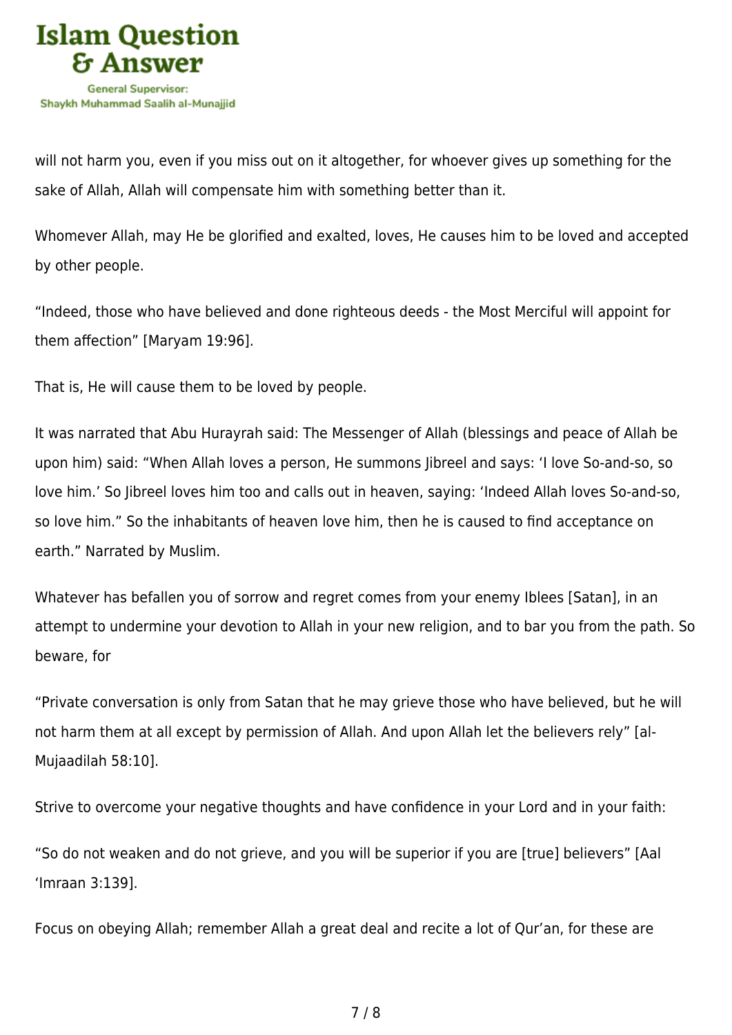will not harm you, even if you miss out on it altogether, for whoever gives up something for the sake of Allah, Allah will compensate him with something better than it.

Whomever Allah, may He be glorified and exalted, loves, He causes him to be loved and accepted by other people.

"Indeed, those who have believed and done righteous deeds - the Most Merciful will appoint for them affection" [Maryam 19:96].

That is, He will cause them to be loved by people.

It was narrated that Abu Hurayrah said: The Messenger of Allah (blessings and peace of Allah be upon him) said: "When Allah loves a person, He summons Jibreel and says: 'I love So-and-so, so love him.' So Jibreel loves him too and calls out in heaven, saying: 'Indeed Allah loves So-and-so, so love him." So the inhabitants of heaven love him, then he is caused to find acceptance on earth." Narrated by Muslim.

Whatever has befallen you of sorrow and regret comes from your enemy Iblees [Satan], in an attempt to undermine your devotion to Allah in your new religion, and to bar you from the path. So beware, for

"Private conversation is only from Satan that he may grieve those who have believed, but he will not harm them at all except by permission of Allah. And upon Allah let the believers rely" [al-Mujaadilah 58:10].

Strive to overcome your negative thoughts and have confidence in your Lord and in your faith:

"So do not weaken and do not grieve, and you will be superior if you are [true] believers" [Aal 'Imraan 3:139].

Focus on obeying Allah; remember Allah a great deal and recite a lot of Qur'an, for these are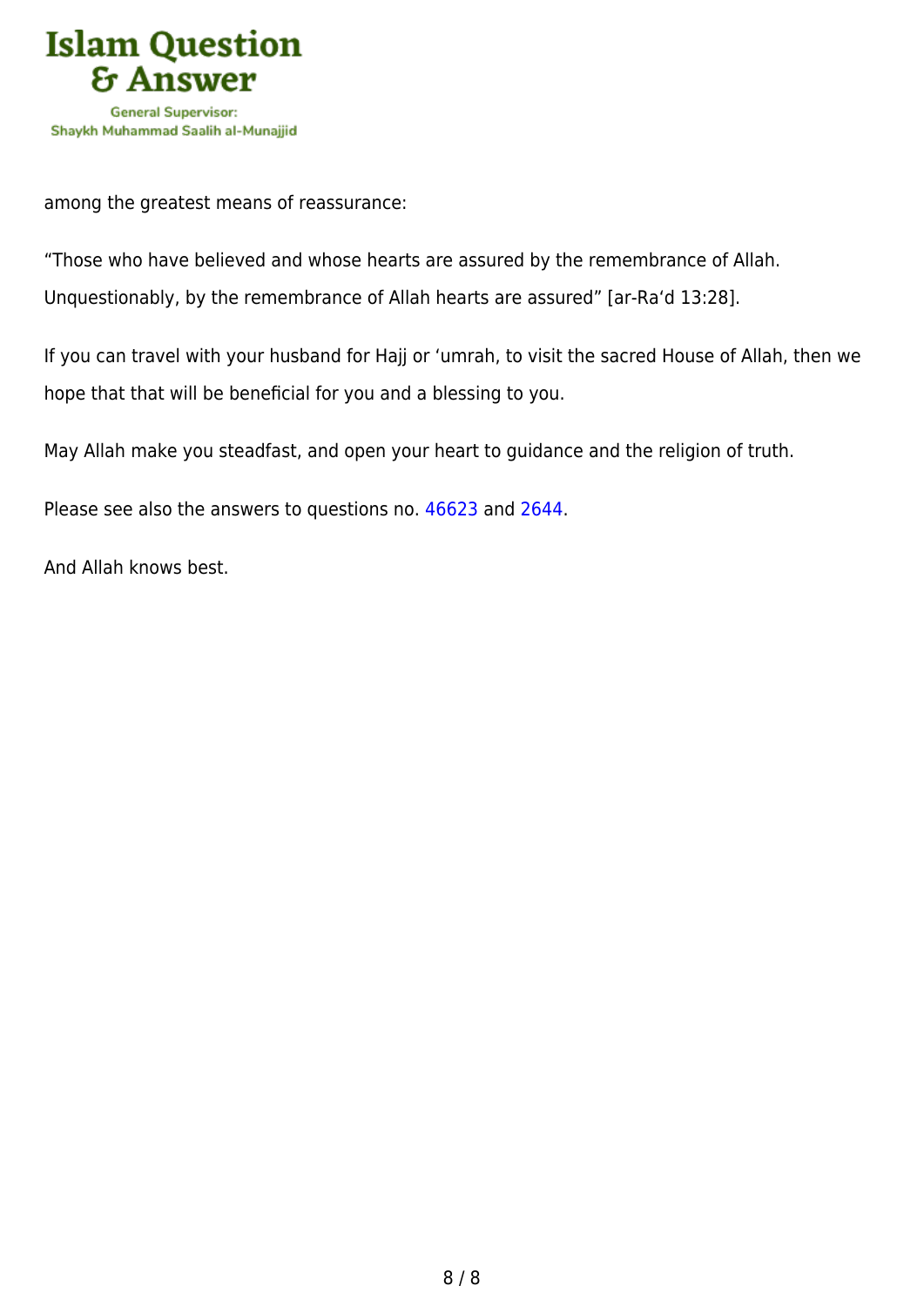among the greatest means of reassurance:

“Those who have believed and whose hearts are assured by the remembrance of Allah. Unquestionably, by the remembrance of Allah hearts are assured” [ar-Ra‘d 13:28].

If you can travel with your husband for Hajj or ‘umrah, to visit the sacred House of Allah, then we hope that that will be beneficial for you and a blessing to you.

May Allah make you steadfast, and open your heart to guidance and the religion of truth.

Please see also the answers to questions no. 46623 and 2644.

And Allah knows best.